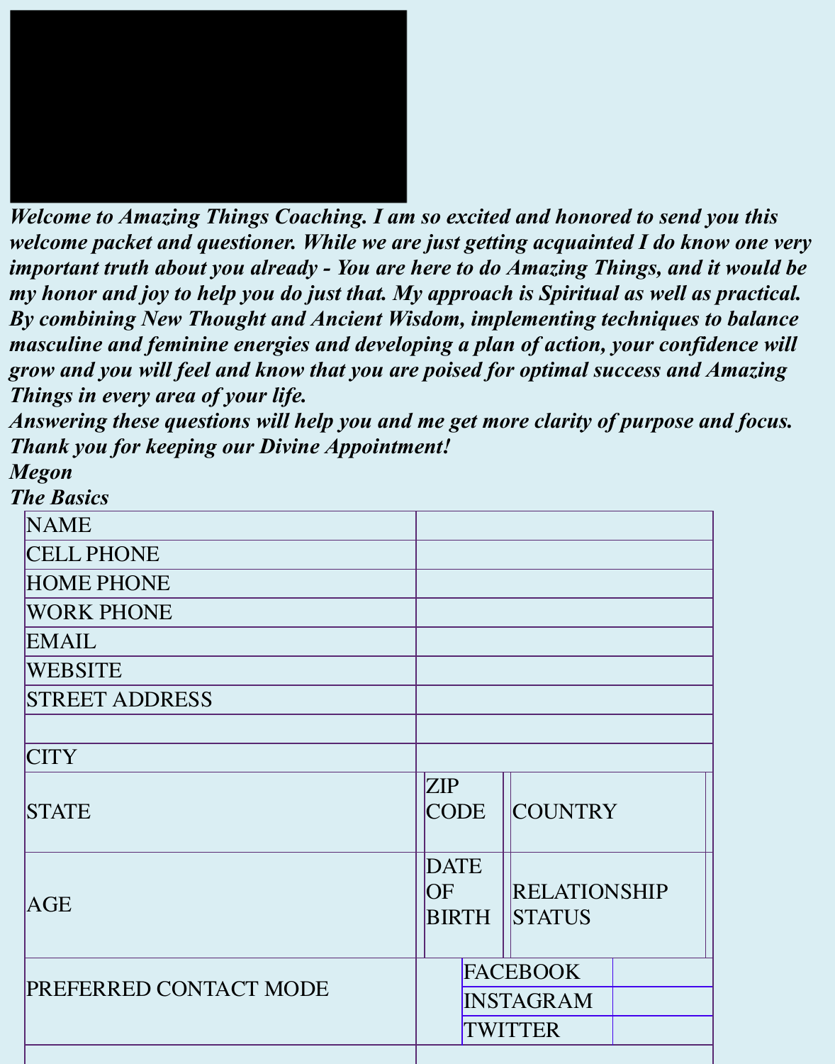*Welcome to Amazing Things Coaching. I am so excited and honored to send you this welcome packet and questioner. While we are just getting acquainted I do know one very important truth about you already - You are here to do Amazing Things, and it would be my honor and joy to help you do just that. My approach is Spiritual as well as practical. By combining New Thought and Ancient Wisdom, implementing techniques to balance masculine and feminine energies and developing a plan of action, your confidence will grow and you will feel and know that you are poised for optimal success and Amazing Things in every area of your life.*

*Answering these questions will help you and me get more clarity of purpose and focus. Thank you for keeping our Divine Appointment!*

*Megon*

***The Basics***

| | | | | | |
|---|---|---|---|---|---|
| NAME | | | | | |
| CELL PHONE | | | | | |
| HOME PHONE | | | | | |
| WORK PHONE | | | | | |
| EMAIL | | | | | |
| WEBSITE | | | | | |
| STREET ADDRESS | | | | | |
| | | | | | |
| CITY | | | | | |
| STATE | | ZIP CODE | | COUNTRY | |
| AGE | | DATE OF BIRTH | | RELATIONSHIP STATUS | |
| PREFERRED CONTACT MODE | | | | FACEBOOK | |
| | | | | INSTAGRAM | |
| | | | | TWITTER | |
| | | | | | |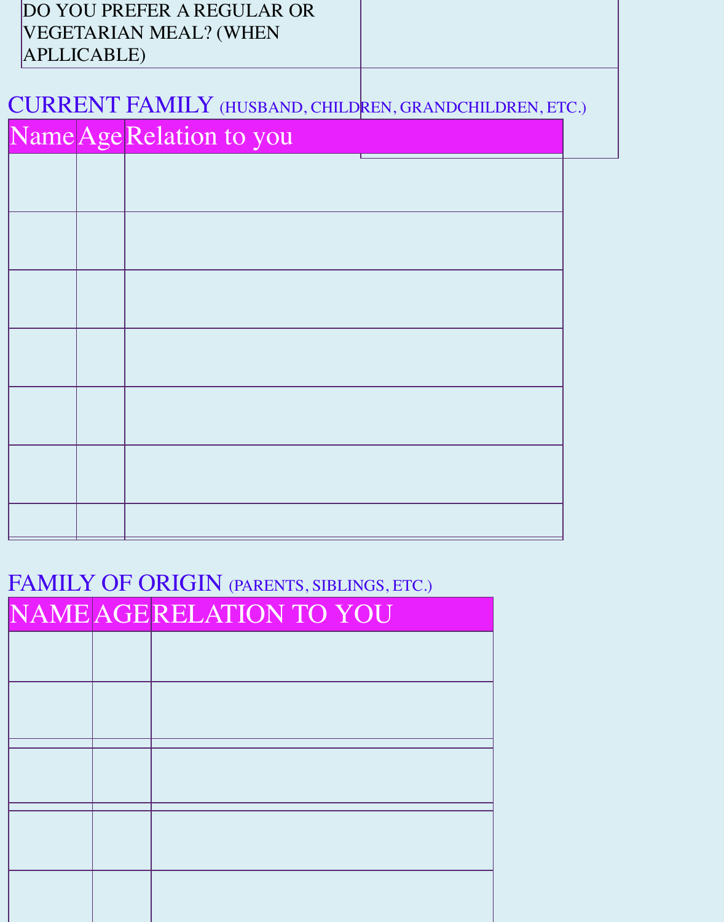| DO YOU PREFER A REGULAR OR VEGETARIAN MEAL? (WHEN APLLICABLE) | |
|---|---|

## CURRENT FAMILY (HUSBAND, CHILDREN, GRANDCHILDREN, ETC.)

| Name | Age | Relation to you |
|---|---|---|
| | | |
| | | |
| | | |
| | | |
| | | |
| | | |
| | | |

## FAMILY OF ORIGIN (PARENTS, SIBLINGS, ETC.)

| NAME | AGE | RELATION TO YOU |
|---|---|---|
| | | |
| | | |
| | | |
| | | |
| | | |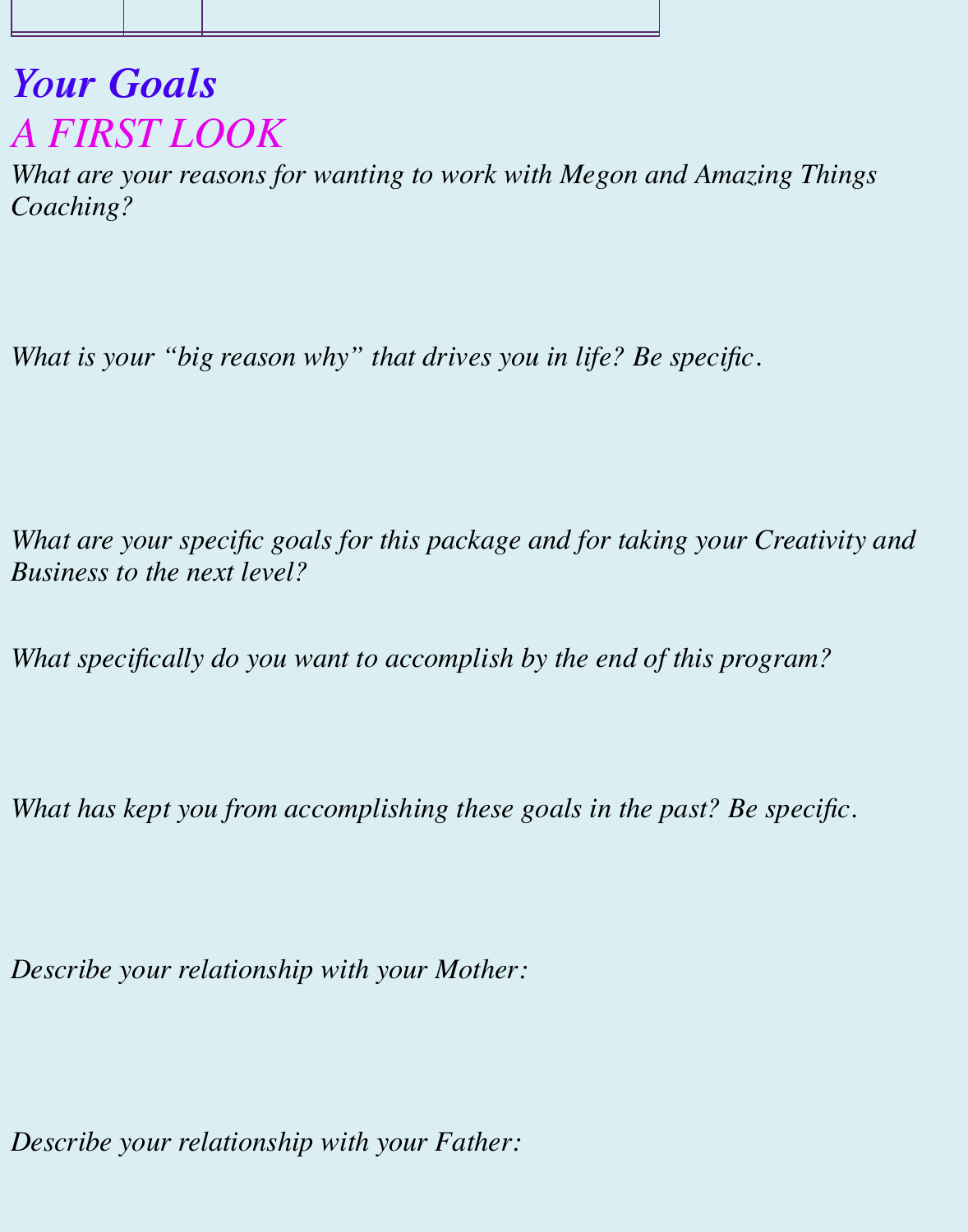# *Your Goals*

## *A FIRST LOOK*

*What are your reasons for wanting to work with Megon and Amazing Things Coaching?*

*What is your "big reason why" that drives you in life? Be specific.*

*What are your specific goals for this package and for taking your Creativity and Business to the next level?*

*What specifically do you want to accomplish by the end of this program?*

*What has kept you from accomplishing these goals in the past? Be specific.*

*Describe your relationship with your Mother:*

*Describe your relationship with your Father:*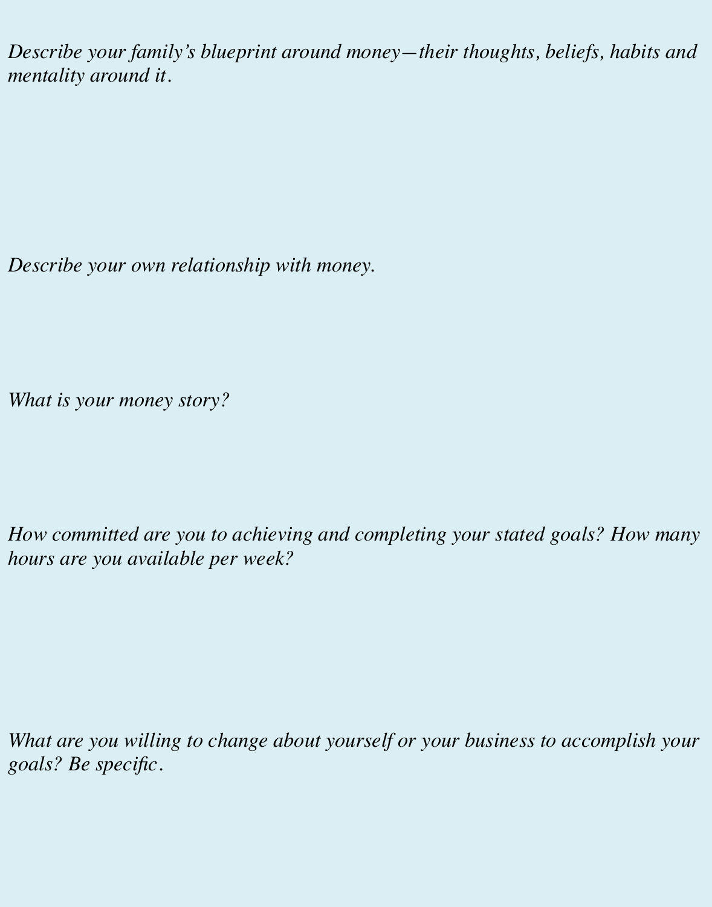*Describe your family's blueprint around money—their thoughts, beliefs, habits and mentality around it.*

*Describe your own relationship with money.*

*What is your money story?*

*How committed are you to achieving and completing your stated goals? How many hours are you available per week?*

*What are you willing to change about yourself or your business to accomplish your goals? Be specific.*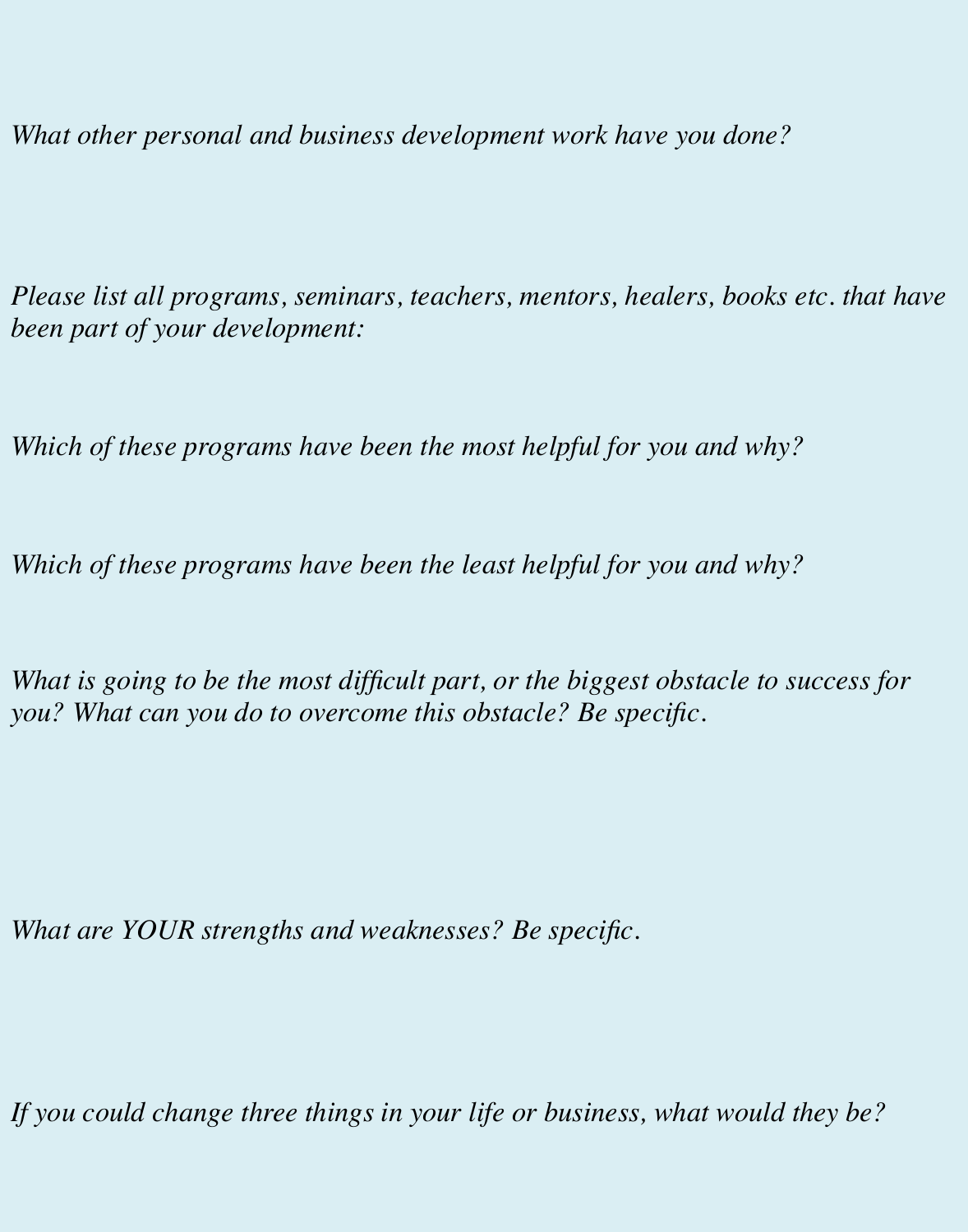*What other personal and business development work have you done?*

*Please list all programs, seminars, teachers, mentors, healers, books etc. that have been part of your development:*

*Which of these programs have been the most helpful for you and why?*

*Which of these programs have been the least helpful for you and why?*

*What is going to be the most difficult part, or the biggest obstacle to success for you? What can you do to overcome this obstacle? Be specific.*

*What are YOUR strengths and weaknesses? Be specific.*

*If you could change three things in your life or business, what would they be?*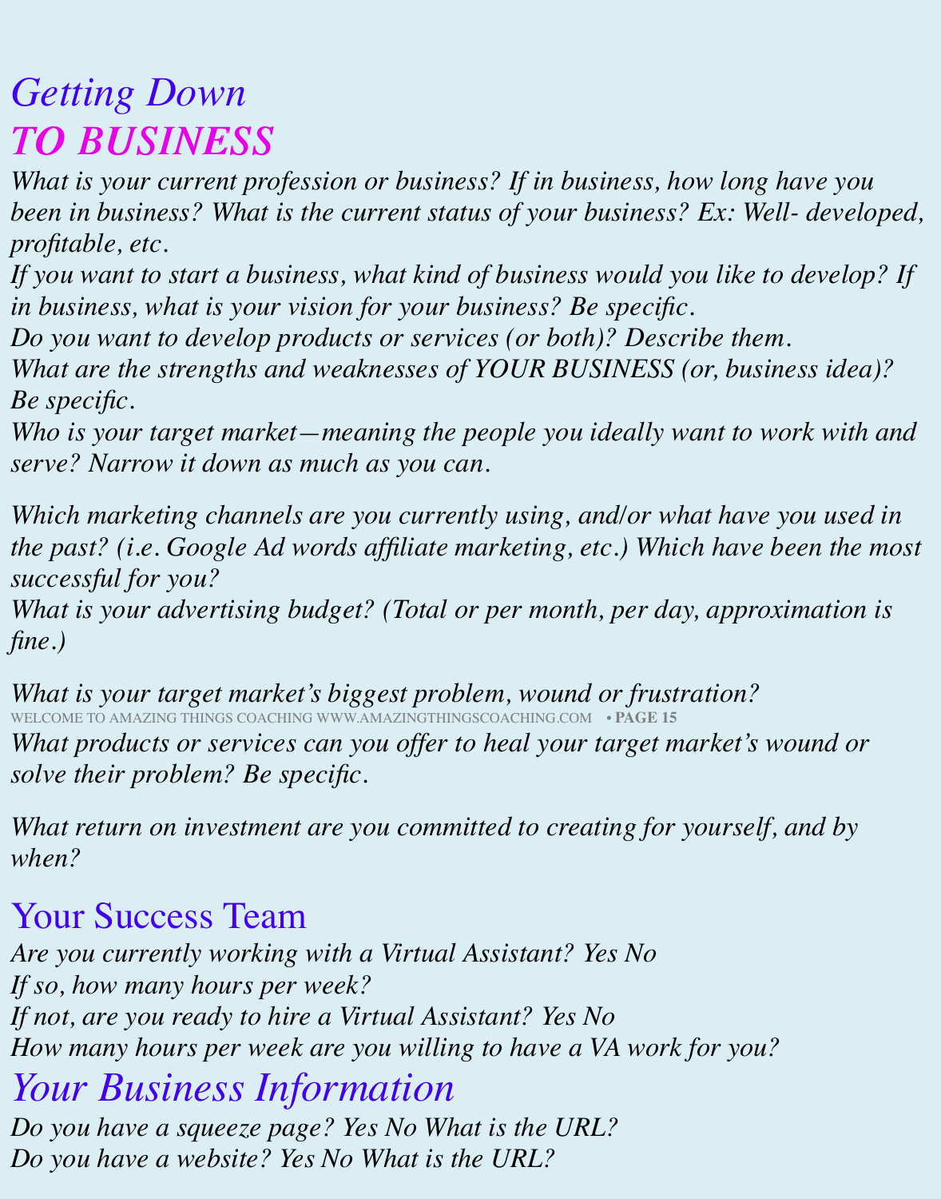# *Getting Down* *TO BUSINESS*

*What is your current profession or business? If in business, how long have you been in business? What is the current status of your business? Ex: Well- developed, profitable, etc.*

*If you want to start a business, what kind of business would you like to develop? If in business, what is your vision for your business? Be specific.*

*Do you want to develop products or services (or both)? Describe them.*

*What are the strengths and weaknesses of YOUR BUSINESS (or, business idea)? Be specific.*

*Who is your target market—meaning the people you ideally want to work with and serve? Narrow it down as much as you can.*

*Which marketing channels are you currently using, and/or what have you used in the past? (i.e. Google Ad words affiliate marketing, etc.) Which have been the most successful for you?*

*What is your advertising budget? (Total or per month, per day, approximation is fine.)*

*What is your target market's biggest problem, wound or frustration?*

*What products or services can you offer to heal your target market's wound or solve their problem? Be specific.*

*What return on investment are you committed to creating for yourself, and by when?*

## Your Success Team

*Are you currently working with a Virtual Assistant? Yes No*

*If so, how many hours per week?*

*If not, are you ready to hire a Virtual Assistant? Yes No*

*How many hours per week are you willing to have a VA work for you?*

## *Your Business Information*

*Do you have a squeeze page? Yes No What is the URL?*

*Do you have a website? Yes No What is the URL?*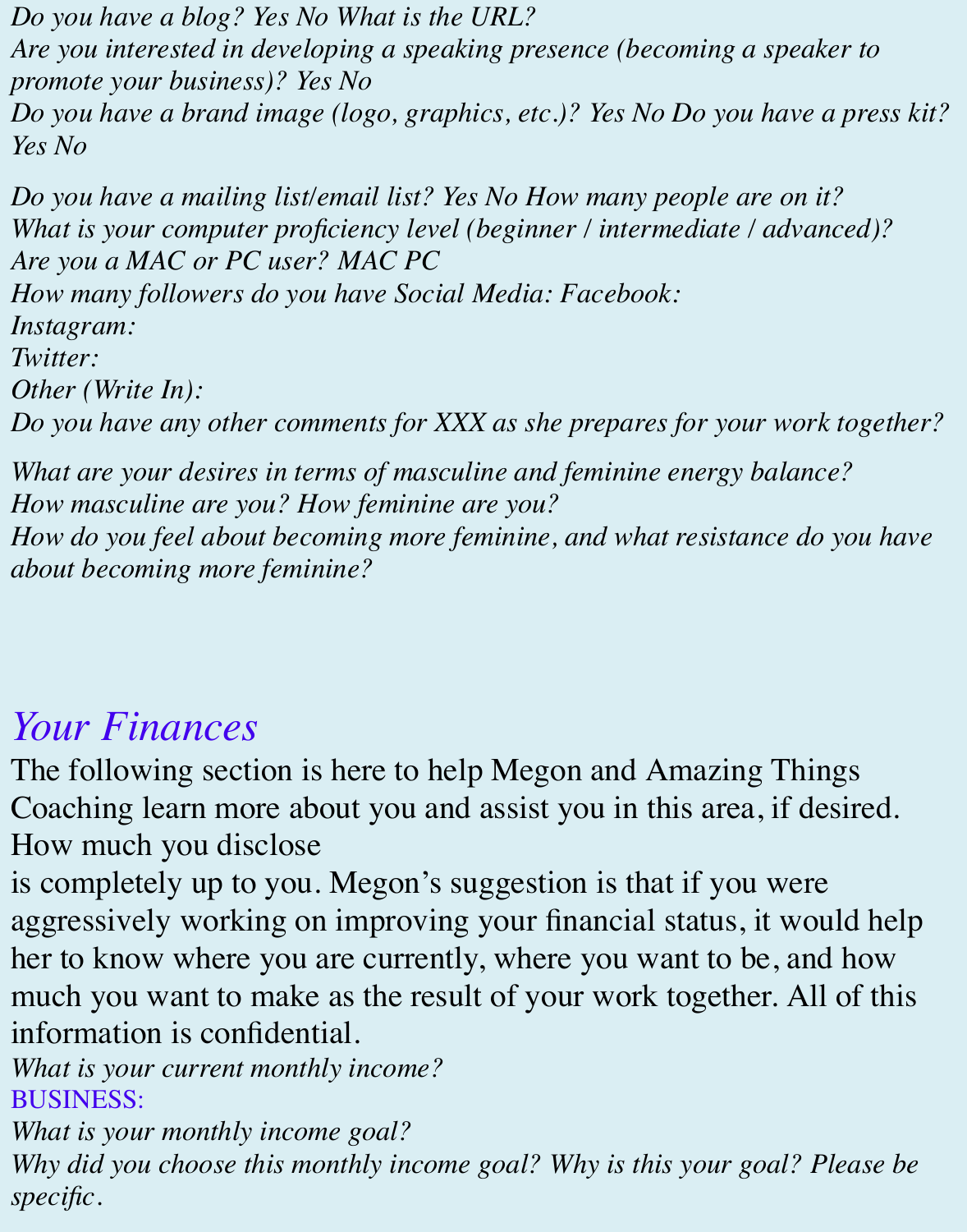*Do you have a blog? Yes No What is the URL?*
*Are you interested in developing a speaking presence (becoming a speaker to promote your business)? Yes No*
*Do you have a brand image (logo, graphics, etc.)? Yes No Do you have a press kit? Yes No*

*Do you have a mailing list/email list? Yes No How many people are on it?*
*What is your computer proficiency level (beginner / intermediate / advanced)?*
*Are you a MAC or PC user? MAC PC*
*How many followers do you have Social Media: Facebook:*
*Instagram:*
*Twitter:*
*Other (Write In):*
*Do you have any other comments for XXX as she prepares for your work together?*

*What are your desires in terms of masculine and feminine energy balance?*
*How masculine are you? How feminine are you?*
*How do you feel about becoming more feminine, and what resistance do you have about becoming more feminine?*

## *Your Finances*

The following section is here to help Megon and Amazing Things Coaching learn more about you and assist you in this area, if desired. How much you disclose
is completely up to you. Megon's suggestion is that if you were aggressively working on improving your financial status, it would help her to know where you are currently, where you want to be, and how much you want to make as the result of your work together. All of this information is confidential.

*What is your current monthly income?*

BUSINESS:

*What is your monthly income goal?*
*Why did you choose this monthly income goal? Why is this your goal? Please be specific.*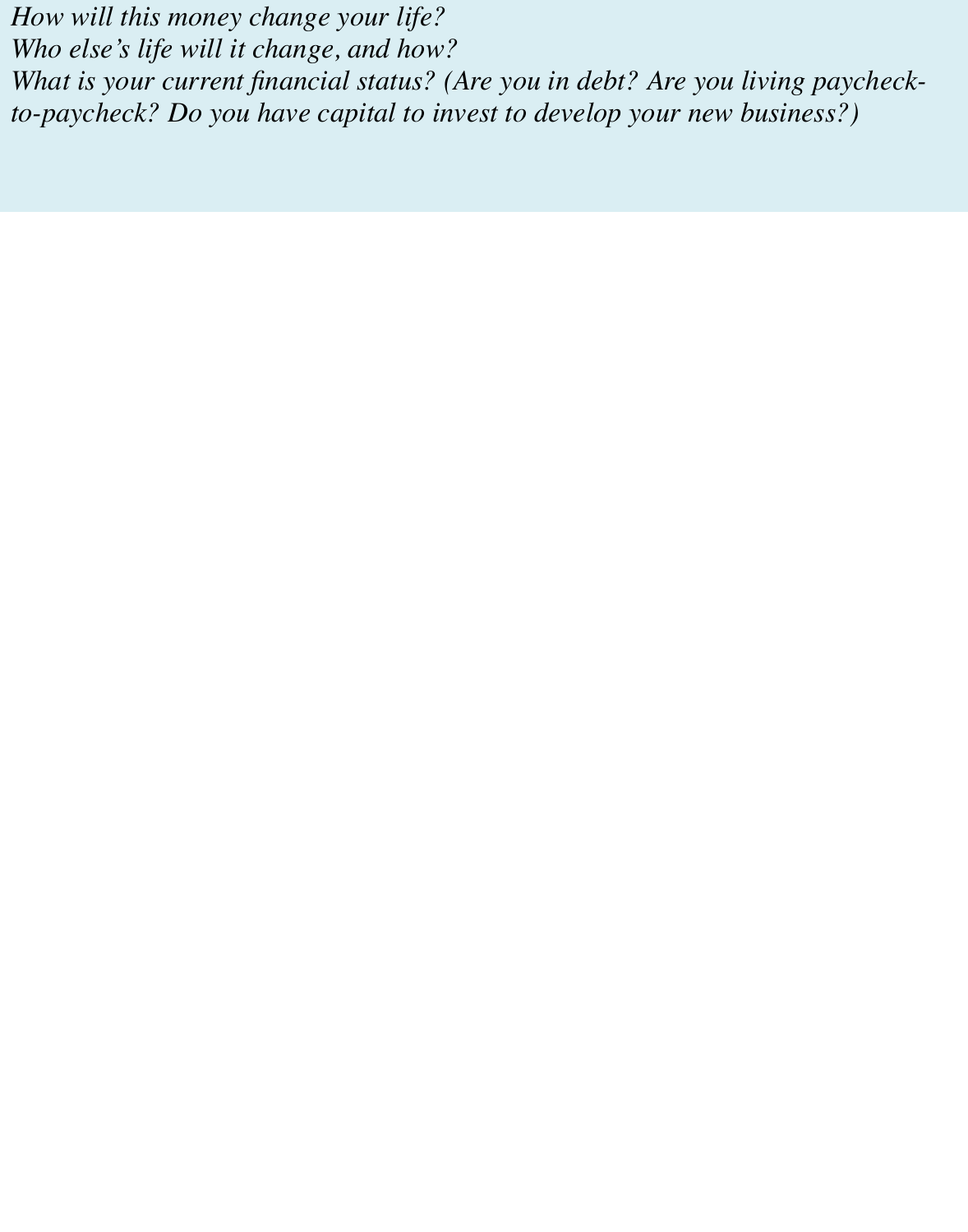*How will this money change your life?*
*Who else's life will it change, and how?*
*What is your current financial status? (Are you in debt? Are you living paycheck-to-paycheck? Do you have capital to invest to develop your new business?)*